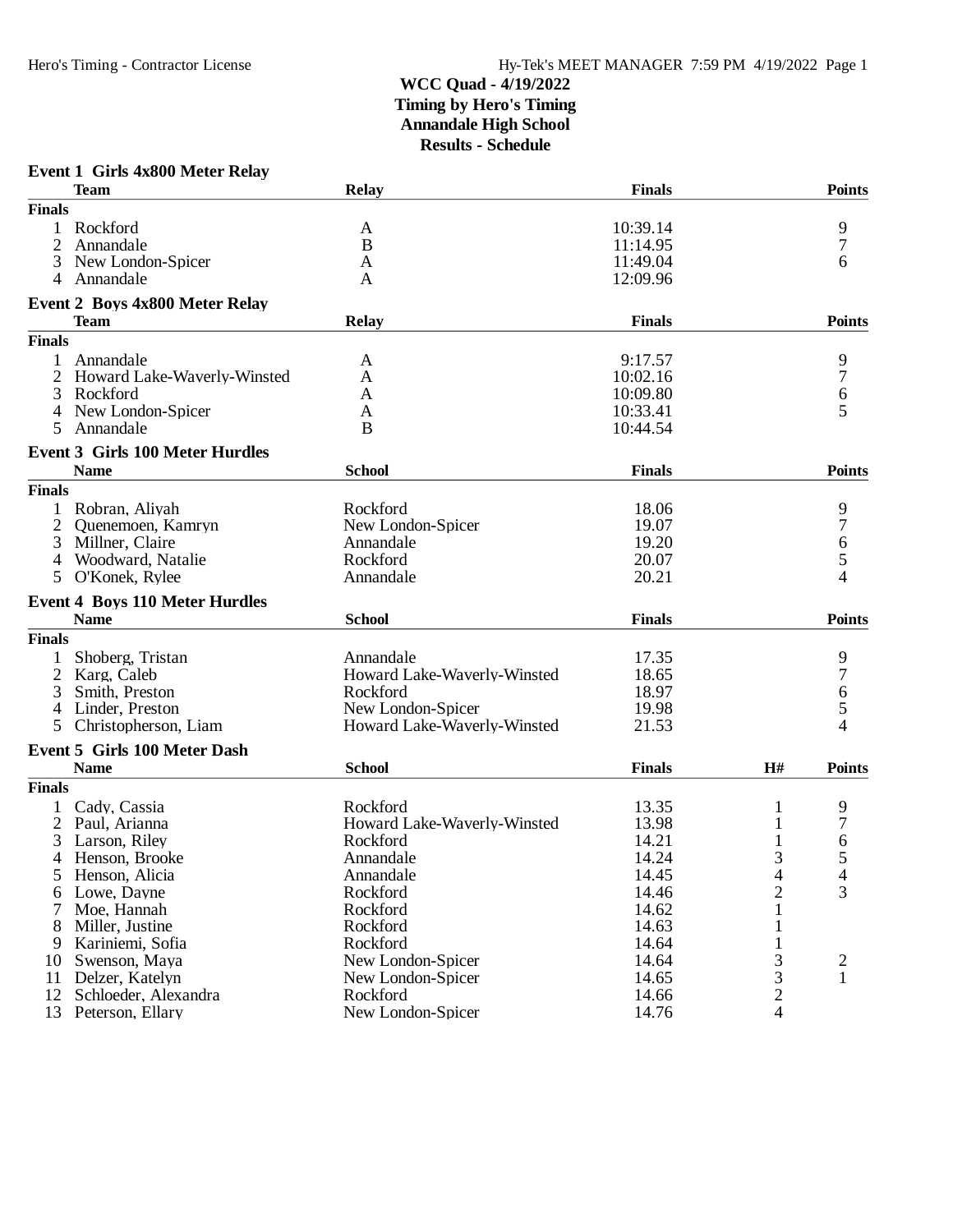# WCC Quad - 4/19/2022

**Timing by Hero's Timing**
**Annandale High School**
**Results - Schedule**

### Event 1 Girls 4x800 Meter Relay

| | Team | Relay | Finals | Points |
|---|---|---|---|---|
| **Finals** | | | | |
| 1 | Rockford | A | 10:39.14 | 9 |
| 2 | Annandale | B | 11:14.95 | 7 |
| 3 | New London-Spicer | A | 11:49.04 | 6 |
| 4 | Annandale | A | 12:09.96 | |

### Event 2 Boys 4x800 Meter Relay

| | Team | Relay | Finals | Points |
|---|---|---|---|---|
| **Finals** | | | | |
| 1 | Annandale | A | 9:17.57 | 9 |
| 2 | Howard Lake-Waverly-Winsted | A | 10:02.16 | 7 |
| 3 | Rockford | A | 10:09.80 | 6 |
| 4 | New London-Spicer | A | 10:33.41 | 5 |
| 5 | Annandale | B | 10:44.54 | |

### Event 3 Girls 100 Meter Hurdles

| | Name | School | Finals | Points |
|---|---|---|---|---|
| **Finals** | | | | |
| 1 | Robran, Aliyah | Rockford | 18.06 | 9 |
| 2 | Quenemoen, Kamryn | New London-Spicer | 19.07 | 7 |
| 3 | Millner, Claire | Annandale | 19.20 | 6 |
| 4 | Woodward, Natalie | Rockford | 20.07 | 5 |
| 5 | O'Konek, Rylee | Annandale | 20.21 | 4 |

### Event 4 Boys 110 Meter Hurdles

| | Name | School | Finals | Points |
|---|---|---|---|---|
| **Finals** | | | | |
| 1 | Shoberg, Tristan | Annandale | 17.35 | 9 |
| 2 | Karg, Caleb | Howard Lake-Waverly-Winsted | 18.65 | 7 |
| 3 | Smith, Preston | Rockford | 18.97 | 6 |
| 4 | Linder, Preston | New London-Spicer | 19.98 | 5 |
| 5 | Christopherson, Liam | Howard Lake-Waverly-Winsted | 21.53 | 4 |

### Event 5 Girls 100 Meter Dash

| | Name | School | Finals | H# | Points |
|---|---|---|---|---|---|
| **Finals** | | | | | |
| 1 | Cady, Cassia | Rockford | 13.35 | 1 | 9 |
| 2 | Paul, Arianna | Howard Lake-Waverly-Winsted | 13.98 | 1 | 7 |
| 3 | Larson, Riley | Rockford | 14.21 | 1 | 6 |
| 4 | Henson, Brooke | Annandale | 14.24 | 3 | 5 |
| 5 | Henson, Alicia | Annandale | 14.45 | 4 | 4 |
| 6 | Lowe, Dayne | Rockford | 14.46 | 2 | 3 |
| 7 | Moe, Hannah | Rockford | 14.62 | 1 | |
| 8 | Miller, Justine | Rockford | 14.63 | 1 | |
| 9 | Kariniemi, Sofia | Rockford | 14.64 | 1 | |
| 10 | Swenson, Maya | New London-Spicer | 14.64 | 3 | 2 |
| 11 | Delzer, Katelyn | New London-Spicer | 14.65 | 3 | 1 |
| 12 | Schloeder, Alexandra | Rockford | 14.66 | 2 | |
| 13 | Peterson, Ellary | New London-Spicer | 14.76 | 4 | |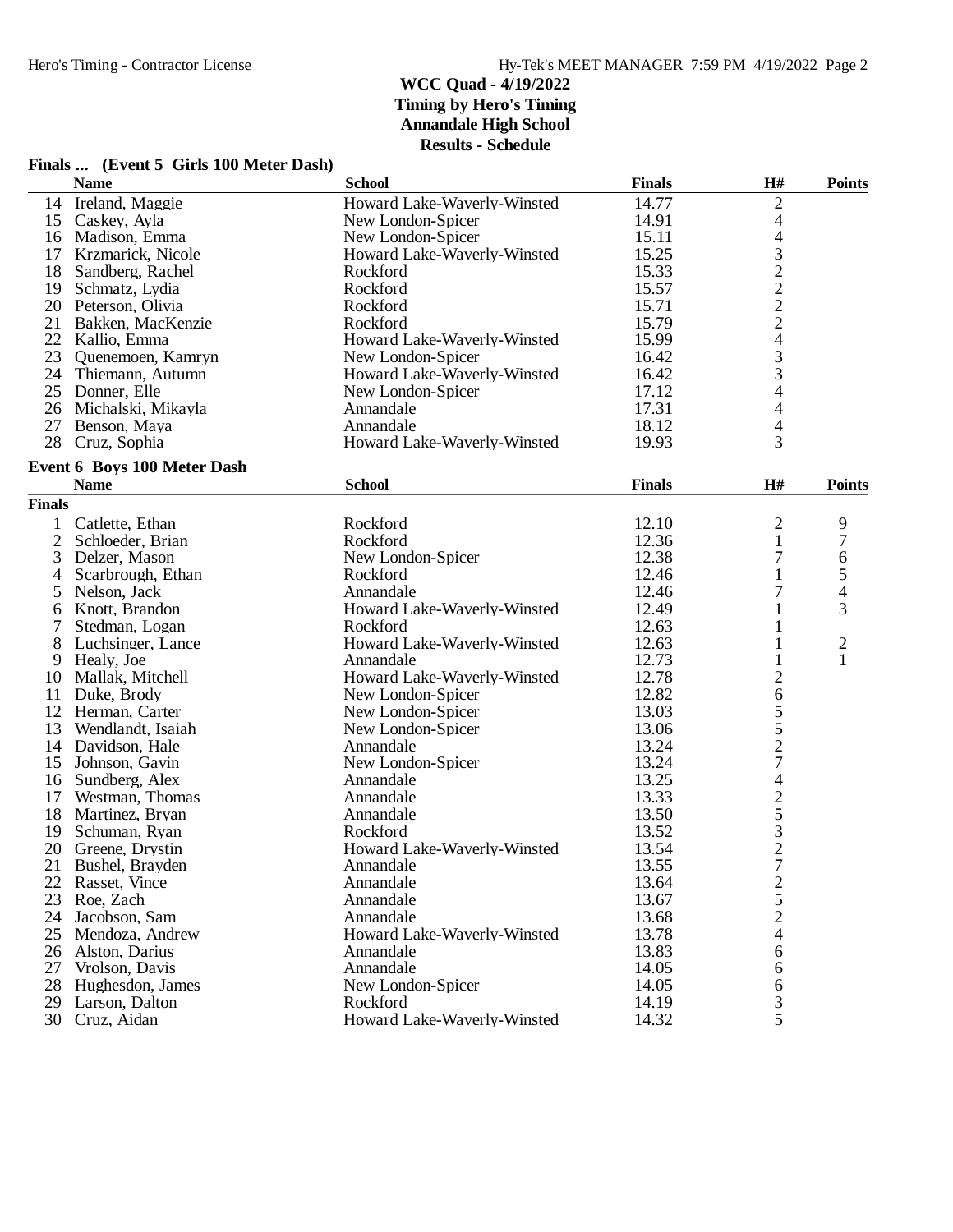## WCC Quad - 4/19/2022
**Timing by Hero's Timing**
**Annandale High School**
**Results - Schedule**

### Finals ... (Event 5 Girls 100 Meter Dash)

| | Name | School | Finals | H# | Points |
|---|---|---|---|---|---|
| 14 | Ireland, Maggie | Howard Lake-Waverly-Winsted | 14.77 | 2 | |
| 15 | Caskey, Ayla | New London-Spicer | 14.91 | 4 | |
| 16 | Madison, Emma | New London-Spicer | 15.11 | 4 | |
| 17 | Krzmarick, Nicole | Howard Lake-Waverly-Winsted | 15.25 | 3 | |
| 18 | Sandberg, Rachel | Rockford | 15.33 | 2 | |
| 19 | Schmatz, Lydia | Rockford | 15.57 | 2 | |
| 20 | Peterson, Olivia | Rockford | 15.71 | 2 | |
| 21 | Bakken, MacKenzie | Rockford | 15.79 | 2 | |
| 22 | Kallio, Emma | Howard Lake-Waverly-Winsted | 15.99 | 4 | |
| 23 | Quenemoen, Kamryn | New London-Spicer | 16.42 | 3 | |
| 24 | Thiemann, Autumn | Howard Lake-Waverly-Winsted | 16.42 | 3 | |
| 25 | Donner, Elle | New London-Spicer | 17.12 | 4 | |
| 26 | Michalski, Mikayla | Annandale | 17.31 | 4 | |
| 27 | Benson, Maya | Annandale | 18.12 | 4 | |
| 28 | Cruz, Sophia | Howard Lake-Waverly-Winsted | 19.93 | 3 | |

### Event 6 Boys 100 Meter Dash

| | Name | School | Finals | H# | Points |
|---|---|---|---|---|---|
| **Finals** | | | | | |
| 1 | Catlette, Ethan | Rockford | 12.10 | 2 | 9 |
| 2 | Schloeder, Brian | Rockford | 12.36 | 1 | 7 |
| 3 | Delzer, Mason | New London-Spicer | 12.38 | 7 | 6 |
| 4 | Scarbrough, Ethan | Rockford | 12.46 | 1 | 5 |
| 5 | Nelson, Jack | Annandale | 12.46 | 7 | 4 |
| 6 | Knott, Brandon | Howard Lake-Waverly-Winsted | 12.49 | 1 | 3 |
| 7 | Stedman, Logan | Rockford | 12.63 | 1 | |
| 8 | Luchsinger, Lance | Howard Lake-Waverly-Winsted | 12.63 | 1 | 2 |
| 9 | Healy, Joe | Annandale | 12.73 | 1 | 1 |
| 10 | Mallak, Mitchell | Howard Lake-Waverly-Winsted | 12.78 | 2 | |
| 11 | Duke, Brody | New London-Spicer | 12.82 | 6 | |
| 12 | Herman, Carter | New London-Spicer | 13.03 | 5 | |
| 13 | Wendlandt, Isaiah | New London-Spicer | 13.06 | 5 | |
| 14 | Davidson, Hale | Annandale | 13.24 | 2 | |
| 15 | Johnson, Gavin | New London-Spicer | 13.24 | 7 | |
| 16 | Sundberg, Alex | Annandale | 13.25 | 4 | |
| 17 | Westman, Thomas | Annandale | 13.33 | 2 | |
| 18 | Martinez, Bryan | Annandale | 13.50 | 5 | |
| 19 | Schuman, Ryan | Rockford | 13.52 | 3 | |
| 20 | Greene, Drystin | Howard Lake-Waverly-Winsted | 13.54 | 2 | |
| 21 | Bushel, Brayden | Annandale | 13.55 | 7 | |
| 22 | Rasset, Vince | Annandale | 13.64 | 2 | |
| 23 | Roe, Zach | Annandale | 13.67 | 5 | |
| 24 | Jacobson, Sam | Annandale | 13.68 | 2 | |
| 25 | Mendoza, Andrew | Howard Lake-Waverly-Winsted | 13.78 | 4 | |
| 26 | Alston, Darius | Annandale | 13.83 | 6 | |
| 27 | Vrolson, Davis | Annandale | 14.05 | 6 | |
| 28 | Hughesdon, James | New London-Spicer | 14.05 | 6 | |
| 29 | Larson, Dalton | Rockford | 14.19 | 3 | |
| 30 | Cruz, Aidan | Howard Lake-Waverly-Winsted | 14.32 | 5 | |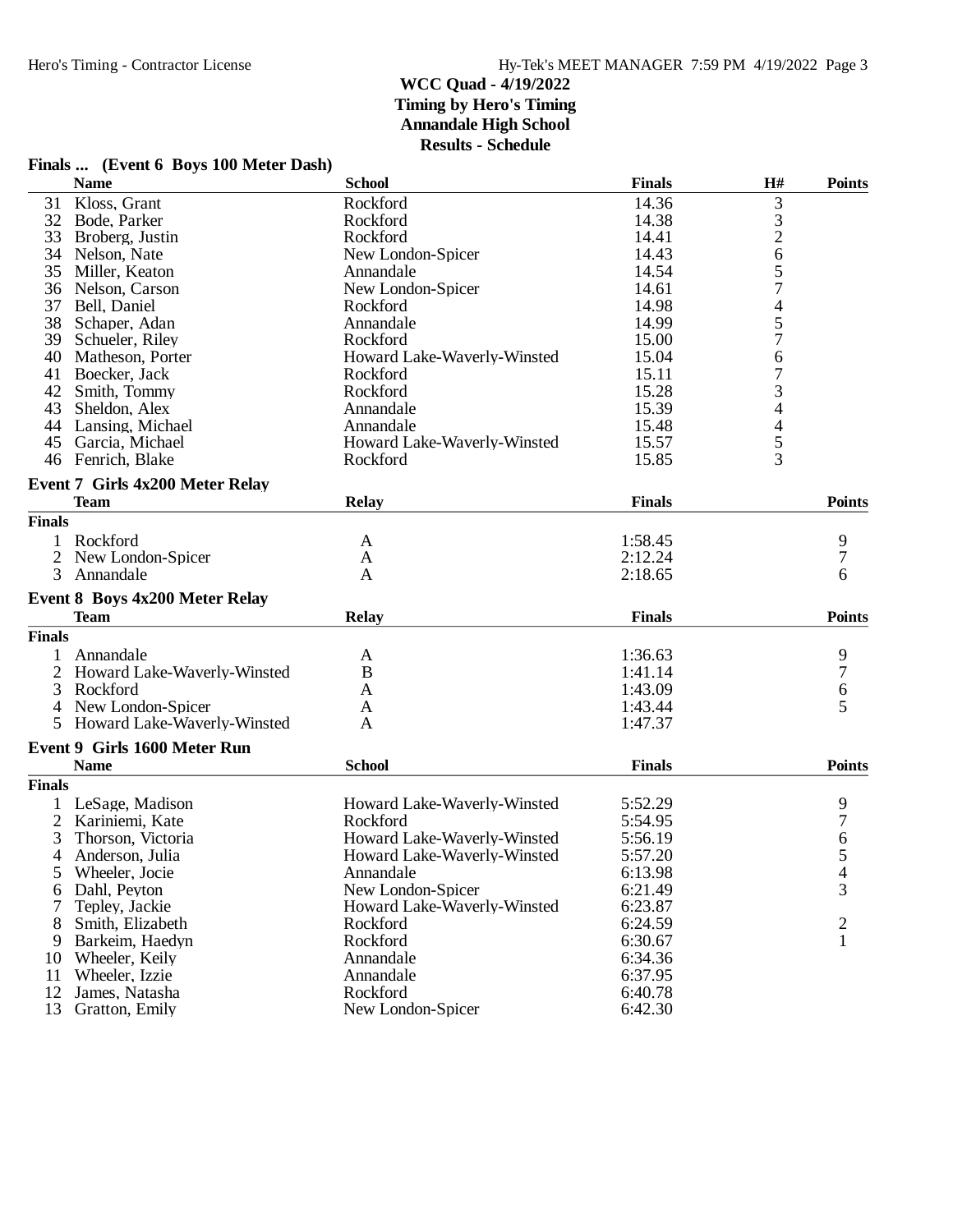**WCC Quad - 4/19/2022**
**Timing by Hero's Timing**
**Annandale High School**
**Results - Schedule**

### Finals ... (Event 6 Boys 100 Meter Dash)

| | Name | School | Finals | H# | Points |
|---|---|---|---|---|---|
| 31 | Kloss, Grant | Rockford | 14.36 | 3 | |
| 32 | Bode, Parker | Rockford | 14.38 | 3 | |
| 33 | Broberg, Justin | Rockford | 14.41 | 2 | |
| 34 | Nelson, Nate | New London-Spicer | 14.43 | 6 | |
| 35 | Miller, Keaton | Annandale | 14.54 | 5 | |
| 36 | Nelson, Carson | New London-Spicer | 14.61 | 7 | |
| 37 | Bell, Daniel | Rockford | 14.98 | 4 | |
| 38 | Schaper, Adan | Annandale | 14.99 | 5 | |
| 39 | Schueler, Riley | Rockford | 15.00 | 7 | |
| 40 | Matheson, Porter | Howard Lake-Waverly-Winsted | 15.04 | 6 | |
| 41 | Boecker, Jack | Rockford | 15.11 | 7 | |
| 42 | Smith, Tommy | Rockford | 15.28 | 3 | |
| 43 | Sheldon, Alex | Annandale | 15.39 | 4 | |
| 44 | Lansing, Michael | Annandale | 15.48 | 4 | |
| 45 | Garcia, Michael | Howard Lake-Waverly-Winsted | 15.57 | 5 | |
| 46 | Fenrich, Blake | Rockford | 15.85 | 3 | |

### Event 7 Girls 4x200 Meter Relay

| | Team | Relay | Finals | Points |
|---|---|---|---|---|
| **Finals** | | | | |
| 1 | Rockford | A | 1:58.45 | 9 |
| 2 | New London-Spicer | A | 2:12.24 | 7 |
| 3 | Annandale | A | 2:18.65 | 6 |

### Event 8 Boys 4x200 Meter Relay

| | Team | Relay | Finals | Points |
|---|---|---|---|---|
| **Finals** | | | | |
| 1 | Annandale | A | 1:36.63 | 9 |
| 2 | Howard Lake-Waverly-Winsted | B | 1:41.14 | 7 |
| 3 | Rockford | A | 1:43.09 | 6 |
| 4 | New London-Spicer | A | 1:43.44 | 5 |
| 5 | Howard Lake-Waverly-Winsted | A | 1:47.37 | |

### Event 9 Girls 1600 Meter Run

| | Name | School | Finals | Points |
|---|---|---|---|---|
| **Finals** | | | | |
| 1 | LeSage, Madison | Howard Lake-Waverly-Winsted | 5:52.29 | 9 |
| 2 | Kariniemi, Kate | Rockford | 5:54.95 | 7 |
| 3 | Thorson, Victoria | Howard Lake-Waverly-Winsted | 5:56.19 | 6 |
| 4 | Anderson, Julia | Howard Lake-Waverly-Winsted | 5:57.20 | 5 |
| 5 | Wheeler, Jocie | Annandale | 6:13.98 | 4 |
| 6 | Dahl, Peyton | New London-Spicer | 6:21.49 | 3 |
| 7 | Tepley, Jackie | Howard Lake-Waverly-Winsted | 6:23.87 | |
| 8 | Smith, Elizabeth | Rockford | 6:24.59 | 2 |
| 9 | Barkeim, Haedyn | Rockford | 6:30.67 | 1 |
| 10 | Wheeler, Keily | Annandale | 6:34.36 | |
| 11 | Wheeler, Izzie | Annandale | 6:37.95 | |
| 12 | James, Natasha | Rockford | 6:40.78 | |
| 13 | Gratton, Emily | New London-Spicer | 6:42.30 | |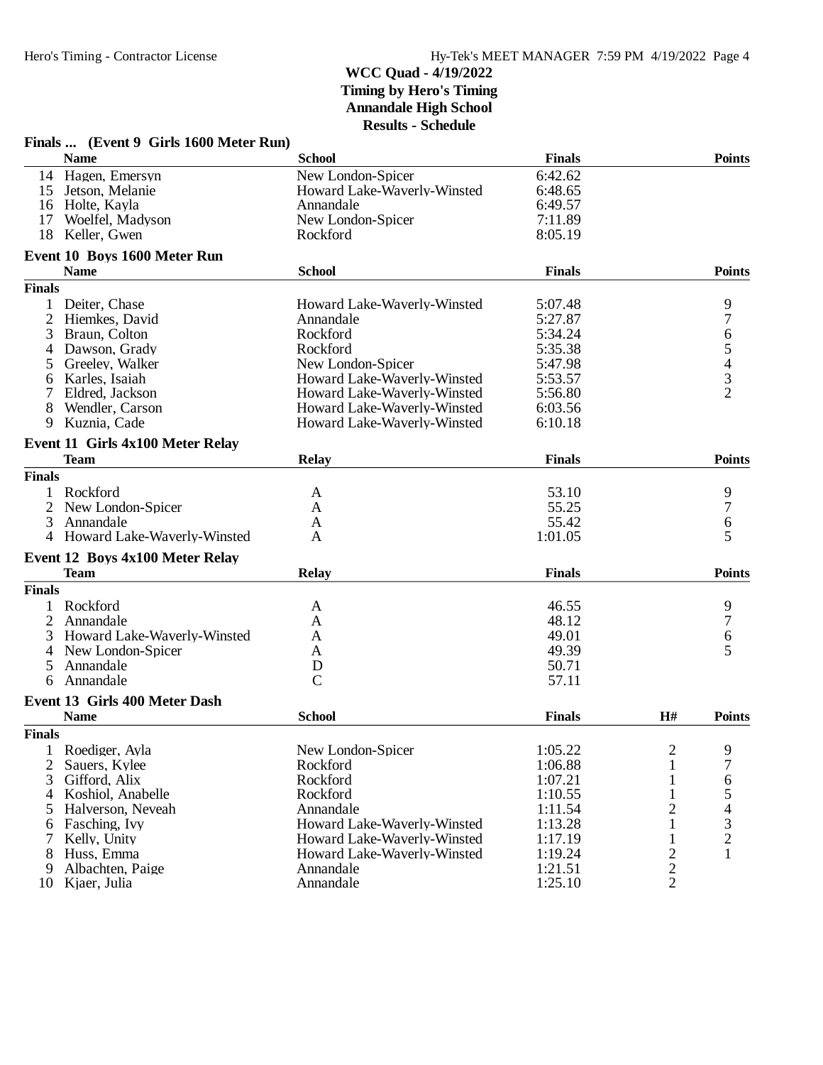# WCC Quad - 4/19/2022
**Timing by Hero's Timing**
**Annandale High School**
**Results - Schedule**

### Finals ... (Event 9 Girls 1600 Meter Run)

| | Name | School | Finals | Points |
|---|---|---|---|---|
| 14 | Hagen, Emersyn | New London-Spicer | 6:42.62 | |
| 15 | Jetson, Melanie | Howard Lake-Waverly-Winsted | 6:48.65 | |
| 16 | Holte, Kayla | Annandale | 6:49.57 | |
| 17 | Woelfel, Madyson | New London-Spicer | 7:11.89 | |
| 18 | Keller, Gwen | Rockford | 8:05.19 | |

### Event 10 Boys 1600 Meter Run

| | Name | School | Finals | Points |
|---|---|---|---|---|
| **Finals** | | | | |
| 1 | Deiter, Chase | Howard Lake-Waverly-Winsted | 5:07.48 | 9 |
| 2 | Hiemkes, David | Annandale | 5:27.87 | 7 |
| 3 | Braun, Colton | Rockford | 5:34.24 | 6 |
| 4 | Dawson, Grady | Rockford | 5:35.38 | 5 |
| 5 | Greeley, Walker | New London-Spicer | 5:47.98 | 4 |
| 6 | Karles, Isaiah | Howard Lake-Waverly-Winsted | 5:53.57 | 3 |
| 7 | Eldred, Jackson | Howard Lake-Waverly-Winsted | 5:56.80 | 2 |
| 8 | Wendler, Carson | Howard Lake-Waverly-Winsted | 6:03.56 | |
| 9 | Kuznia, Cade | Howard Lake-Waverly-Winsted | 6:10.18 | |

### Event 11 Girls 4x100 Meter Relay

| | Team | Relay | Finals | Points |
|---|---|---|---|---|
| **Finals** | | | | |
| 1 | Rockford | A | 53.10 | 9 |
| 2 | New London-Spicer | A | 55.25 | 7 |
| 3 | Annandale | A | 55.42 | 6 |
| 4 | Howard Lake-Waverly-Winsted | A | 1:01.05 | 5 |

### Event 12 Boys 4x100 Meter Relay

| | Team | Relay | Finals | Points |
|---|---|---|---|---|
| **Finals** | | | | |
| 1 | Rockford | A | 46.55 | 9 |
| 2 | Annandale | A | 48.12 | 7 |
| 3 | Howard Lake-Waverly-Winsted | A | 49.01 | 6 |
| 4 | New London-Spicer | A | 49.39 | 5 |
| 5 | Annandale | D | 50.71 | |
| 6 | Annandale | C | 57.11 | |

### Event 13 Girls 400 Meter Dash

| | Name | School | Finals | H# | Points |
|---|---|---|---|---|---|
| **Finals** | | | | | |
| 1 | Roediger, Ayla | New London-Spicer | 1:05.22 | 2 | 9 |
| 2 | Sauers, Kylee | Rockford | 1:06.88 | 1 | 7 |
| 3 | Gifford, Alix | Rockford | 1:07.21 | 1 | 6 |
| 4 | Koshiol, Anabelle | Rockford | 1:10.55 | 1 | 5 |
| 5 | Halverson, Neveah | Annandale | 1:11.54 | 2 | 4 |
| 6 | Fasching, Ivy | Howard Lake-Waverly-Winsted | 1:13.28 | 1 | 3 |
| 7 | Kelly, Unity | Howard Lake-Waverly-Winsted | 1:17.19 | 1 | 2 |
| 8 | Huss, Emma | Howard Lake-Waverly-Winsted | 1:19.24 | 2 | 1 |
| 9 | Albachten, Paige | Annandale | 1:21.51 | 2 | |
| 10 | Kjaer, Julia | Annandale | 1:25.10 | 2 | |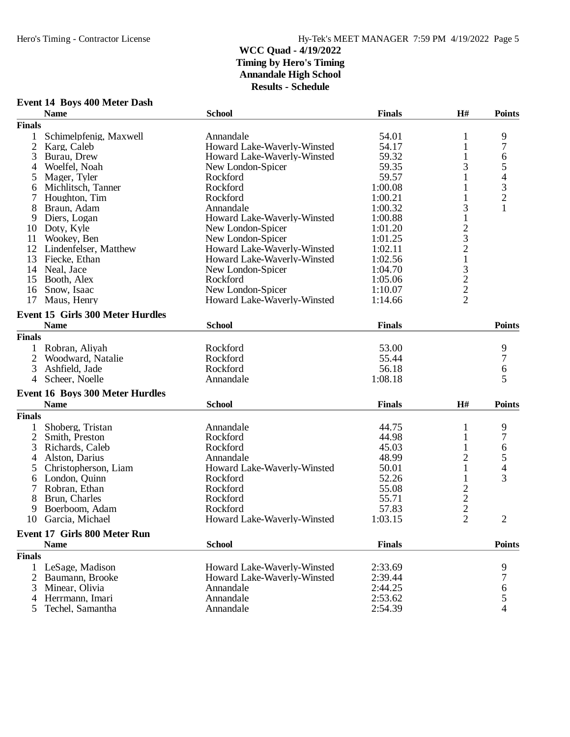# WCC Quad - 4/19/2022
## Timing by Hero's Timing
## Annandale High School
## Results - Schedule

### Event 14 Boys 400 Meter Dash

| | Name | School | Finals | H# | Points |
|---|---|---|---|---|---|
| **Finals** | | | | | |
| 1 | Schimelpfenig, Maxwell | Annandale | 54.01 | 1 | 9 |
| 2 | Karg, Caleb | Howard Lake-Waverly-Winsted | 54.17 | 1 | 7 |
| 3 | Burau, Drew | Howard Lake-Waverly-Winsted | 59.32 | 1 | 6 |
| 4 | Woelfel, Noah | New London-Spicer | 59.35 | 3 | 5 |
| 5 | Mager, Tyler | Rockford | 59.57 | 1 | 4 |
| 6 | Michlitsch, Tanner | Rockford | 1:00.08 | 1 | 3 |
| 7 | Houghton, Tim | Rockford | 1:00.21 | 1 | 2 |
| 8 | Braun, Adam | Annandale | 1:00.32 | 3 | 1 |
| 9 | Diers, Logan | Howard Lake-Waverly-Winsted | 1:00.88 | 1 | |
| 10 | Doty, Kyle | New London-Spicer | 1:01.20 | 2 | |
| 11 | Wookey, Ben | New London-Spicer | 1:01.25 | 3 | |
| 12 | Lindenfelser, Matthew | Howard Lake-Waverly-Winsted | 1:02.11 | 2 | |
| 13 | Fiecke, Ethan | Howard Lake-Waverly-Winsted | 1:02.56 | 1 | |
| 14 | Neal, Jace | New London-Spicer | 1:04.70 | 3 | |
| 15 | Booth, Alex | Rockford | 1:05.06 | 2 | |
| 16 | Snow, Isaac | New London-Spicer | 1:10.07 | 2 | |
| 17 | Maus, Henry | Howard Lake-Waverly-Winsted | 1:14.66 | 2 | |

### Event 15 Girls 300 Meter Hurdles

| | Name | School | Finals | Points |
|---|---|---|---|---|
| **Finals** | | | | |
| 1 | Robran, Aliyah | Rockford | 53.00 | 9 |
| 2 | Woodward, Natalie | Rockford | 55.44 | 7 |
| 3 | Ashfield, Jade | Rockford | 56.18 | 6 |
| 4 | Scheer, Noelle | Annandale | 1:08.18 | 5 |

### Event 16 Boys 300 Meter Hurdles

| | Name | School | Finals | H# | Points |
|---|---|---|---|---|---|
| **Finals** | | | | | |
| 1 | Shoberg, Tristan | Annandale | 44.75 | 1 | 9 |
| 2 | Smith, Preston | Rockford | 44.98 | 1 | 7 |
| 3 | Richards, Caleb | Rockford | 45.03 | 1 | 6 |
| 4 | Alston, Darius | Annandale | 48.99 | 2 | 5 |
| 5 | Christopherson, Liam | Howard Lake-Waverly-Winsted | 50.01 | 1 | 4 |
| 6 | London, Quinn | Rockford | 52.26 | 1 | 3 |
| 7 | Robran, Ethan | Rockford | 55.08 | 2 | |
| 8 | Brun, Charles | Rockford | 55.71 | 2 | |
| 9 | Boerboom, Adam | Rockford | 57.83 | 2 | |
| 10 | Garcia, Michael | Howard Lake-Waverly-Winsted | 1:03.15 | 2 | 2 |

### Event 17 Girls 800 Meter Run

| | Name | School | Finals | Points |
|---|---|---|---|---|
| **Finals** | | | | |
| 1 | LeSage, Madison | Howard Lake-Waverly-Winsted | 2:33.69 | 9 |
| 2 | Baumann, Brooke | Howard Lake-Waverly-Winsted | 2:39.44 | 7 |
| 3 | Minear, Olivia | Annandale | 2:44.25 | 6 |
| 4 | Herrmann, Imari | Annandale | 2:53.62 | 5 |
| 5 | Techel, Samantha | Annandale | 2:54.39 | 4 |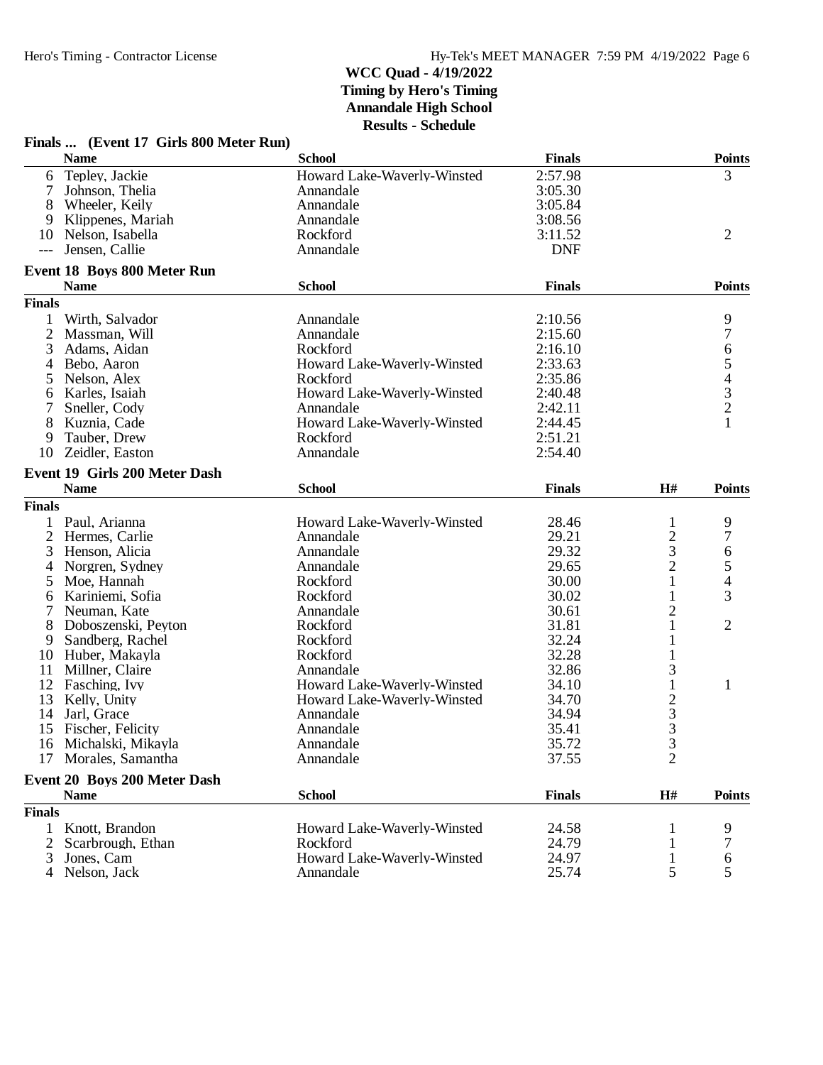**WCC Quad - 4/19/2022**
**Timing by Hero's Timing**
**Annandale High School**
**Results - Schedule**

### Finals ... (Event 17 Girls 800 Meter Run)

| | Name | School | Finals | Points |
|---|---|---|---|---|
| 6 | Tepley, Jackie | Howard Lake-Waverly-Winsted | 2:57.98 | 3 |
| 7 | Johnson, Thelia | Annandale | 3:05.30 | |
| 8 | Wheeler, Keily | Annandale | 3:05.84 | |
| 9 | Klippenes, Mariah | Annandale | 3:08.56 | |
| 10 | Nelson, Isabella | Rockford | 3:11.52 | 2 |
| --- | Jensen, Callie | Annandale | DNF | |

### Event 18 Boys 800 Meter Run

| | Name | School | Finals | Points |
|---|---|---|---|---|
| **Finals** | | | | |
| 1 | Wirth, Salvador | Annandale | 2:10.56 | 9 |
| 2 | Massman, Will | Annandale | 2:15.60 | 7 |
| 3 | Adams, Aidan | Rockford | 2:16.10 | 6 |
| 4 | Bebo, Aaron | Howard Lake-Waverly-Winsted | 2:33.63 | 5 |
| 5 | Nelson, Alex | Rockford | 2:35.86 | 4 |
| 6 | Karles, Isaiah | Howard Lake-Waverly-Winsted | 2:40.48 | 3 |
| 7 | Sneller, Cody | Annandale | 2:42.11 | 2 |
| 8 | Kuznia, Cade | Howard Lake-Waverly-Winsted | 2:44.45 | 1 |
| 9 | Tauber, Drew | Rockford | 2:51.21 | |
| 10 | Zeidler, Easton | Annandale | 2:54.40 | |

### Event 19 Girls 200 Meter Dash

| | Name | School | Finals | H# | Points |
|---|---|---|---|---|---|
| **Finals** | | | | | |
| 1 | Paul, Arianna | Howard Lake-Waverly-Winsted | 28.46 | 1 | 9 |
| 2 | Hermes, Carlie | Annandale | 29.21 | 2 | 7 |
| 3 | Henson, Alicia | Annandale | 29.32 | 3 | 6 |
| 4 | Norgren, Sydney | Annandale | 29.65 | 2 | 5 |
| 5 | Moe, Hannah | Rockford | 30.00 | 1 | 4 |
| 6 | Kariniemi, Sofia | Rockford | 30.02 | 1 | 3 |
| 7 | Neuman, Kate | Annandale | 30.61 | 2 | |
| 8 | Doboszenski, Peyton | Rockford | 31.81 | 1 | 2 |
| 9 | Sandberg, Rachel | Rockford | 32.24 | 1 | |
| 10 | Huber, Makayla | Rockford | 32.28 | 1 | |
| 11 | Millner, Claire | Annandale | 32.86 | 3 | |
| 12 | Fasching, Ivy | Howard Lake-Waverly-Winsted | 34.10 | 1 | 1 |
| 13 | Kelly, Unity | Howard Lake-Waverly-Winsted | 34.70 | 2 | |
| 14 | Jarl, Grace | Annandale | 34.94 | 3 | |
| 15 | Fischer, Felicity | Annandale | 35.41 | 3 | |
| 16 | Michalski, Mikayla | Annandale | 35.72 | 3 | |
| 17 | Morales, Samantha | Annandale | 37.55 | 2 | |

### Event 20 Boys 200 Meter Dash

| | Name | School | Finals | H# | Points |
|---|---|---|---|---|---|
| **Finals** | | | | | |
| 1 | Knott, Brandon | Howard Lake-Waverly-Winsted | 24.58 | 1 | 9 |
| 2 | Scarbrough, Ethan | Rockford | 24.79 | 1 | 7 |
| 3 | Jones, Cam | Howard Lake-Waverly-Winsted | 24.97 | 1 | 6 |
| 4 | Nelson, Jack | Annandale | 25.74 | 5 | 5 |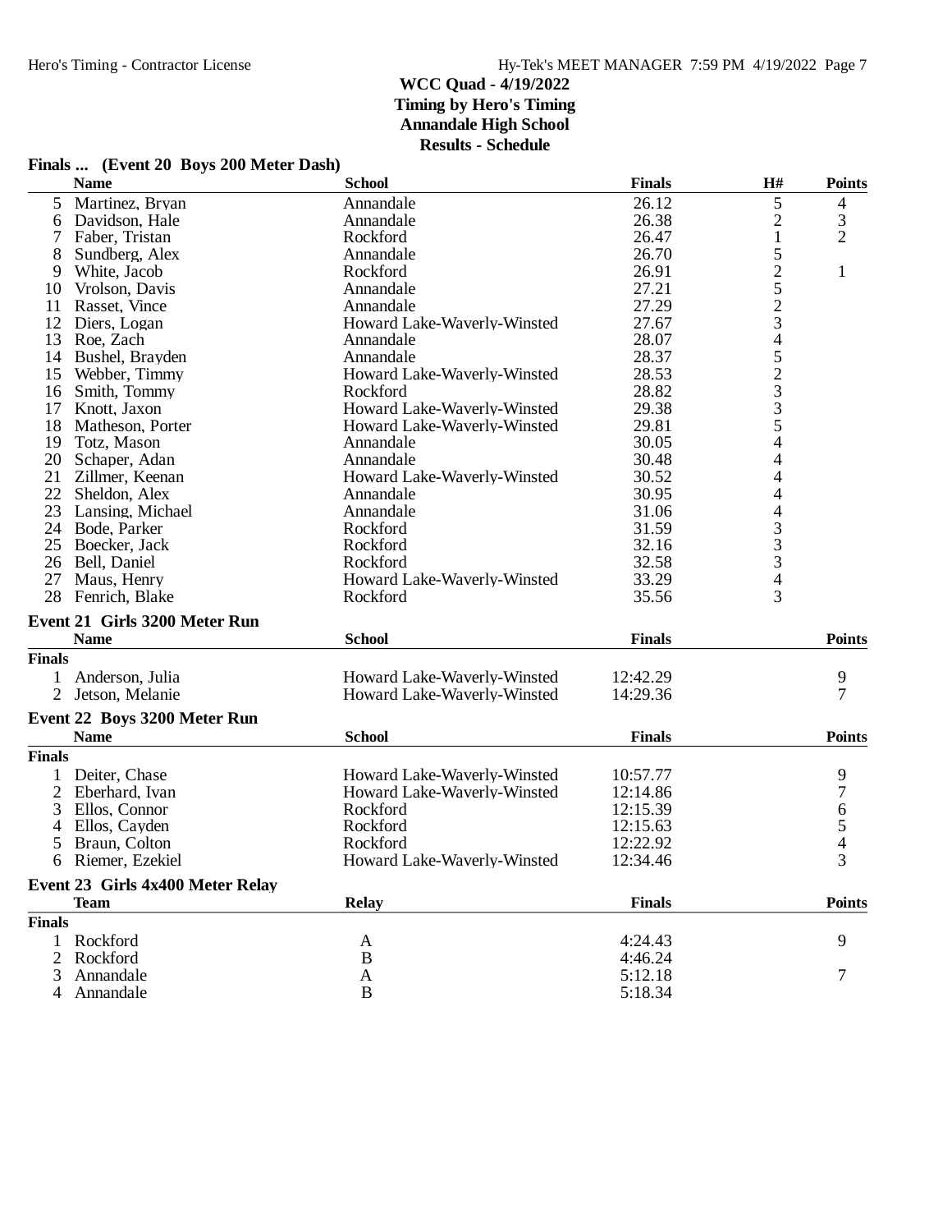## WCC Quad - 4/19/2022
**Timing by Hero's Timing**
**Annandale High School**
**Results - Schedule**

### Finals ... (Event 20 Boys 200 Meter Dash)

| | Name | School | Finals | H# | Points |
|---|---|---|---|---|---|
| 5 | Martinez, Bryan | Annandale | 26.12 | 5 | 4 |
| 6 | Davidson, Hale | Annandale | 26.38 | 2 | 3 |
| 7 | Faber, Tristan | Rockford | 26.47 | 1 | 2 |
| 8 | Sundberg, Alex | Annandale | 26.70 | 5 | |
| 9 | White, Jacob | Rockford | 26.91 | 2 | 1 |
| 10 | Vrolson, Davis | Annandale | 27.21 | 5 | |
| 11 | Rasset, Vince | Annandale | 27.29 | 2 | |
| 12 | Diers, Logan | Howard Lake-Waverly-Winsted | 27.67 | 3 | |
| 13 | Roe, Zach | Annandale | 28.07 | 4 | |
| 14 | Bushel, Brayden | Annandale | 28.37 | 5 | |
| 15 | Webber, Timmy | Howard Lake-Waverly-Winsted | 28.53 | 2 | |
| 16 | Smith, Tommy | Rockford | 28.82 | 3 | |
| 17 | Knott, Jaxon | Howard Lake-Waverly-Winsted | 29.38 | 3 | |
| 18 | Matheson, Porter | Howard Lake-Waverly-Winsted | 29.81 | 5 | |
| 19 | Totz, Mason | Annandale | 30.05 | 4 | |
| 20 | Schaper, Adan | Annandale | 30.48 | 4 | |
| 21 | Zillmer, Keenan | Howard Lake-Waverly-Winsted | 30.52 | 4 | |
| 22 | Sheldon, Alex | Annandale | 30.95 | 4 | |
| 23 | Lansing, Michael | Annandale | 31.06 | 4 | |
| 24 | Bode, Parker | Rockford | 31.59 | 3 | |
| 25 | Boecker, Jack | Rockford | 32.16 | 3 | |
| 26 | Bell, Daniel | Rockford | 32.58 | 3 | |
| 27 | Maus, Henry | Howard Lake-Waverly-Winsted | 33.29 | 4 | |
| 28 | Fenrich, Blake | Rockford | 35.56 | 3 | |

### Event 21 Girls 3200 Meter Run

**Finals**

| | Name | School | Finals | Points |
|---|---|---|---|---|
| 1 | Anderson, Julia | Howard Lake-Waverly-Winsted | 12:42.29 | 9 |
| 2 | Jetson, Melanie | Howard Lake-Waverly-Winsted | 14:29.36 | 7 |

### Event 22 Boys 3200 Meter Run

**Finals**

| | Name | School | Finals | Points |
|---|---|---|---|---|
| 1 | Deiter, Chase | Howard Lake-Waverly-Winsted | 10:57.77 | 9 |
| 2 | Eberhard, Ivan | Howard Lake-Waverly-Winsted | 12:14.86 | 7 |
| 3 | Ellos, Connor | Rockford | 12:15.39 | 6 |
| 4 | Ellos, Cayden | Rockford | 12:15.63 | 5 |
| 5 | Braun, Colton | Rockford | 12:22.92 | 4 |
| 6 | Riemer, Ezekiel | Howard Lake-Waverly-Winsted | 12:34.46 | 3 |

### Event 23 Girls 4x400 Meter Relay

**Finals**

| | Team | Relay | Finals | Points |
|---|---|---|---|---|
| 1 | Rockford | A | 4:24.43 | 9 |
| 2 | Rockford | B | 4:46.24 | |
| 3 | Annandale | A | 5:12.18 | 7 |
| 4 | Annandale | B | 5:18.34 | |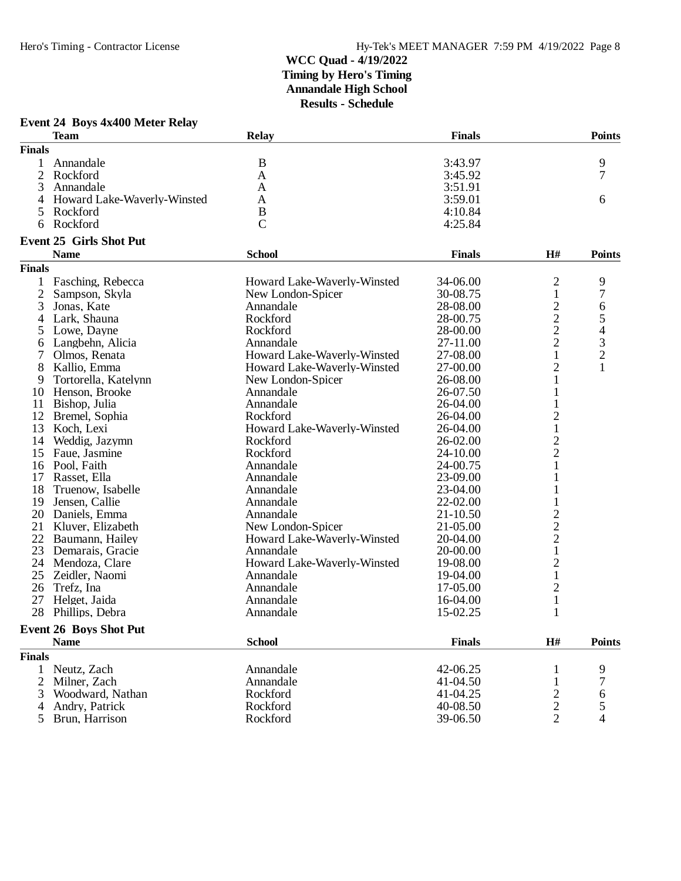## WCC Quad - 4/19/2022
**Timing by Hero's Timing**
**Annandale High School**
**Results - Schedule**

### Event 24 Boys 4x400 Meter Relay

| | Team | Relay | Finals | Points |
|---|---|---|---|---|
| **Finals** | | | | |
| 1 | Annandale | B | 3:43.97 | 9 |
| 2 | Rockford | A | 3:45.92 | 7 |
| 3 | Annandale | A | 3:51.91 | |
| 4 | Howard Lake-Waverly-Winsted | A | 3:59.01 | 6 |
| 5 | Rockford | B | 4:10.84 | |
| 6 | Rockford | C | 4:25.84 | |

### Event 25 Girls Shot Put

| | Name | School | Finals | H# | Points |
|---|---|---|---|---|---|
| **Finals** | | | | | |
| 1 | Fasching, Rebecca | Howard Lake-Waverly-Winsted | 34-06.00 | 2 | 9 |
| 2 | Sampson, Skyla | New London-Spicer | 30-08.75 | 1 | 7 |
| 3 | Jonas, Kate | Annandale | 28-08.00 | 2 | 6 |
| 4 | Lark, Shauna | Rockford | 28-00.75 | 2 | 5 |
| 5 | Lowe, Dayne | Rockford | 28-00.00 | 2 | 4 |
| 6 | Langbehn, Alicia | Annandale | 27-11.00 | 2 | 3 |
| 7 | Olmos, Renata | Howard Lake-Waverly-Winsted | 27-08.00 | 1 | 2 |
| 8 | Kallio, Emma | Howard Lake-Waverly-Winsted | 27-00.00 | 2 | 1 |
| 9 | Tortorella, Katelynn | New London-Spicer | 26-08.00 | 1 | |
| 10 | Henson, Brooke | Annandale | 26-07.50 | 1 | |
| 11 | Bishop, Julia | Annandale | 26-04.00 | 1 | |
| 12 | Bremel, Sophia | Rockford | 26-04.00 | 2 | |
| 13 | Koch, Lexi | Howard Lake-Waverly-Winsted | 26-04.00 | 1 | |
| 14 | Weddig, Jazymn | Rockford | 26-02.00 | 2 | |
| 15 | Faue, Jasmine | Rockford | 24-10.00 | 2 | |
| 16 | Pool, Faith | Annandale | 24-00.75 | 1 | |
| 17 | Rasset, Ella | Annandale | 23-09.00 | 1 | |
| 18 | Truenow, Isabelle | Annandale | 23-04.00 | 1 | |
| 19 | Jensen, Callie | Annandale | 22-02.00 | 1 | |
| 20 | Daniels, Emma | Annandale | 21-10.50 | 2 | |
| 21 | Kluver, Elizabeth | New London-Spicer | 21-05.00 | 2 | |
| 22 | Baumann, Hailey | Howard Lake-Waverly-Winsted | 20-04.00 | 2 | |
| 23 | Demarais, Gracie | Annandale | 20-00.00 | 1 | |
| 24 | Mendoza, Clare | Howard Lake-Waverly-Winsted | 19-08.00 | 2 | |
| 25 | Zeidler, Naomi | Annandale | 19-04.00 | 1 | |
| 26 | Trefz, Ina | Annandale | 17-05.00 | 2 | |
| 27 | Helget, Jaida | Annandale | 16-04.00 | 1 | |
| 28 | Phillips, Debra | Annandale | 15-02.25 | 1 | |

### Event 26 Boys Shot Put

| | Name | School | Finals | H# | Points |
|---|---|---|---|---|---|
| **Finals** | | | | | |
| 1 | Neutz, Zach | Annandale | 42-06.25 | 1 | 9 |
| 2 | Milner, Zach | Annandale | 41-04.50 | 1 | 7 |
| 3 | Woodward, Nathan | Rockford | 41-04.25 | 2 | 6 |
| 4 | Andry, Patrick | Rockford | 40-08.50 | 2 | 5 |
| 5 | Brun, Harrison | Rockford | 39-06.50 | 2 | 4 |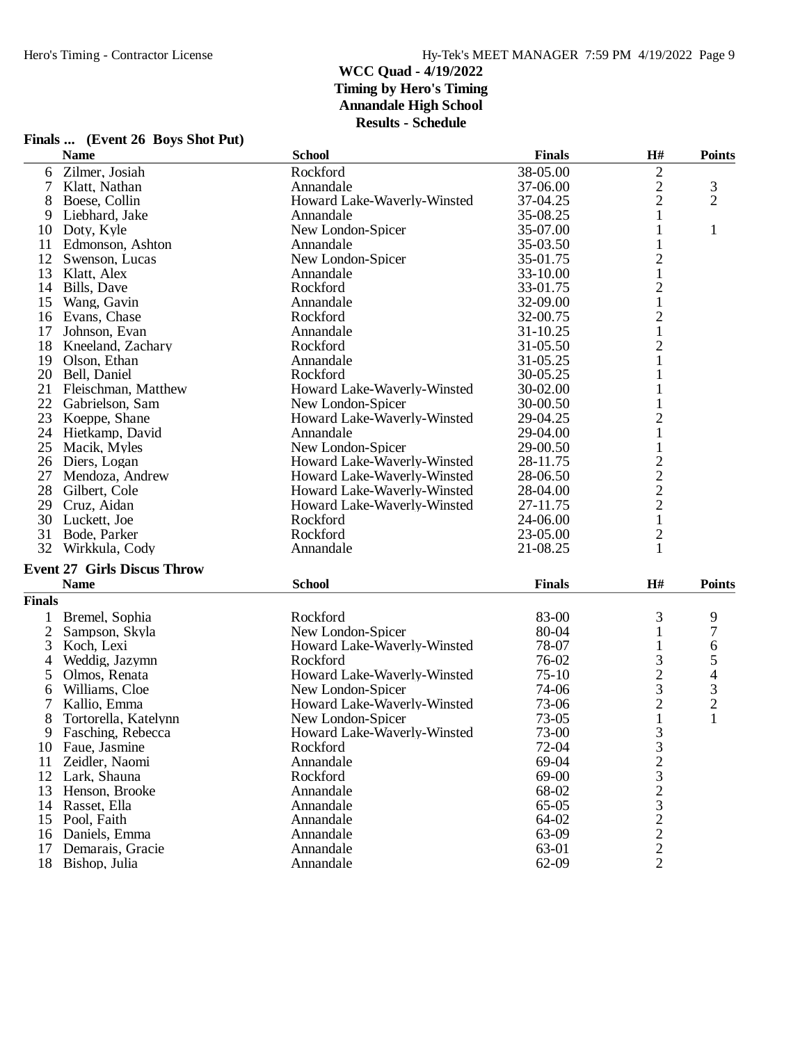## WCC Quad - 4/19/2022
### Timing by Hero's Timing
### Annandale High School
### Results - Schedule

**Finals ... (Event 26 Boys Shot Put)**

| | Name | School | Finals | H# | Points |
|---|---|---|---|---|---|
| 6 | Zilmer, Josiah | Rockford | 38-05.00 | 2 | |
| 7 | Klatt, Nathan | Annandale | 37-06.00 | 2 | 3 |
| 8 | Boese, Collin | Howard Lake-Waverly-Winsted | 37-04.25 | 2 | 2 |
| 9 | Liebhard, Jake | Annandale | 35-08.25 | 1 | |
| 10 | Doty, Kyle | New London-Spicer | 35-07.00 | 1 | 1 |
| 11 | Edmonson, Ashton | Annandale | 35-03.50 | 1 | |
| 12 | Swenson, Lucas | New London-Spicer | 35-01.75 | 2 | |
| 13 | Klatt, Alex | Annandale | 33-10.00 | 1 | |
| 14 | Bills, Dave | Rockford | 33-01.75 | 2 | |
| 15 | Wang, Gavin | Annandale | 32-09.00 | 1 | |
| 16 | Evans, Chase | Rockford | 32-00.75 | 2 | |
| 17 | Johnson, Evan | Annandale | 31-10.25 | 1 | |
| 18 | Kneeland, Zachary | Rockford | 31-05.50 | 2 | |
| 19 | Olson, Ethan | Annandale | 31-05.25 | 1 | |
| 20 | Bell, Daniel | Rockford | 30-05.25 | 1 | |
| 21 | Fleischman, Matthew | Howard Lake-Waverly-Winsted | 30-02.00 | 1 | |
| 22 | Gabrielson, Sam | New London-Spicer | 30-00.50 | 1 | |
| 23 | Koeppe, Shane | Howard Lake-Waverly-Winsted | 29-04.25 | 2 | |
| 24 | Hietkamp, David | Annandale | 29-04.00 | 1 | |
| 25 | Macik, Myles | New London-Spicer | 29-00.50 | 1 | |
| 26 | Diers, Logan | Howard Lake-Waverly-Winsted | 28-11.75 | 2 | |
| 27 | Mendoza, Andrew | Howard Lake-Waverly-Winsted | 28-06.50 | 2 | |
| 28 | Gilbert, Cole | Howard Lake-Waverly-Winsted | 28-04.00 | 2 | |
| 29 | Cruz, Aidan | Howard Lake-Waverly-Winsted | 27-11.75 | 2 | |
| 30 | Luckett, Joe | Rockford | 24-06.00 | 1 | |
| 31 | Bode, Parker | Rockford | 23-05.00 | 2 | |
| 32 | Wirkkula, Cody | Annandale | 21-08.25 | 1 | |

**Event 27 Girls Discus Throw**

| | Name | School | Finals | H# | Points |
|---|---|---|---|---|---|
| **Finals** | | | | | |
| 1 | Bremel, Sophia | Rockford | 83-00 | 3 | 9 |
| 2 | Sampson, Skyla | New London-Spicer | 80-04 | 1 | 7 |
| 3 | Koch, Lexi | Howard Lake-Waverly-Winsted | 78-07 | 1 | 6 |
| 4 | Weddig, Jazymn | Rockford | 76-02 | 3 | 5 |
| 5 | Olmos, Renata | Howard Lake-Waverly-Winsted | 75-10 | 2 | 4 |
| 6 | Williams, Cloe | New London-Spicer | 74-06 | 3 | 3 |
| 7 | Kallio, Emma | Howard Lake-Waverly-Winsted | 73-06 | 2 | 2 |
| 8 | Tortorella, Katelynn | New London-Spicer | 73-05 | 1 | 1 |
| 9 | Fasching, Rebecca | Howard Lake-Waverly-Winsted | 73-00 | 3 | |
| 10 | Faue, Jasmine | Rockford | 72-04 | 3 | |
| 11 | Zeidler, Naomi | Annandale | 69-04 | 2 | |
| 12 | Lark, Shauna | Rockford | 69-00 | 3 | |
| 13 | Henson, Brooke | Annandale | 68-02 | 2 | |
| 14 | Rasset, Ella | Annandale | 65-05 | 3 | |
| 15 | Pool, Faith | Annandale | 64-02 | 2 | |
| 16 | Daniels, Emma | Annandale | 63-09 | 2 | |
| 17 | Demarais, Gracie | Annandale | 63-01 | 2 | |
| 18 | Bishop, Julia | Annandale | 62-09 | 2 | |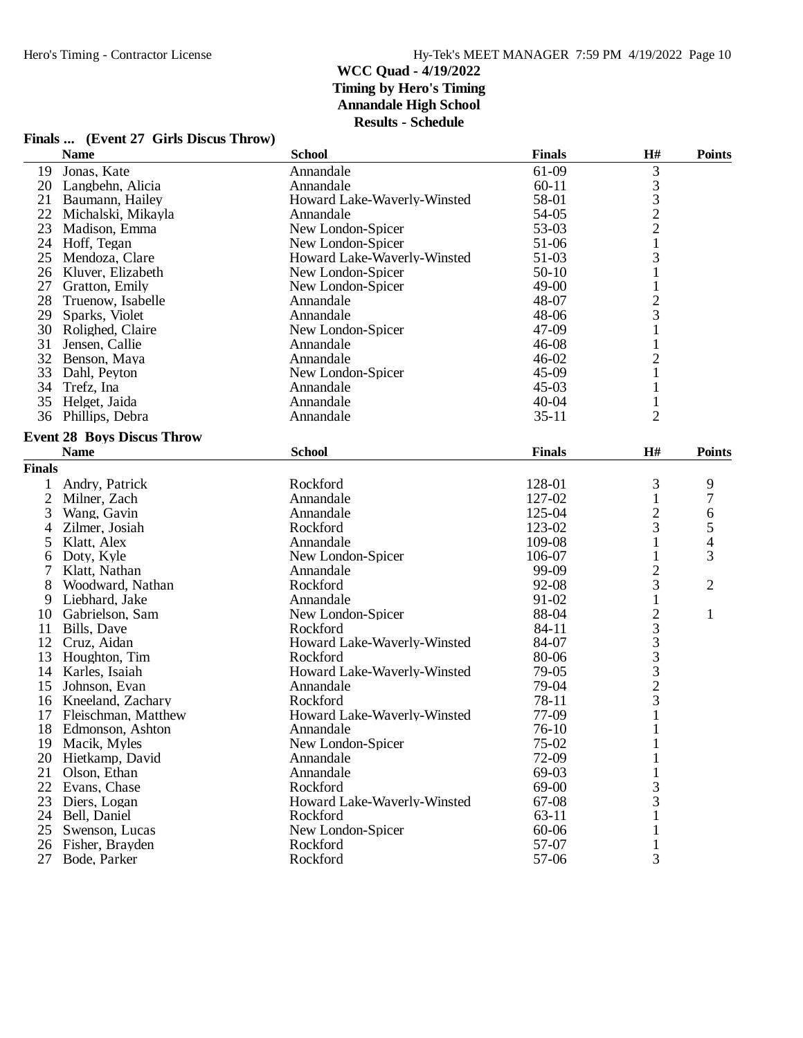**WCC Quad - 4/19/2022**
**Timing by Hero's Timing**
**Annandale High School**
**Results - Schedule**

### Finals ... (Event 27 Girls Discus Throw)

| | Name | School | Finals | H# | Points |
|---|---|---|---|---|---|
| 19 | Jonas, Kate | Annandale | 61-09 | 3 | |
| 20 | Langbehn, Alicia | Annandale | 60-11 | 3 | |
| 21 | Baumann, Hailey | Howard Lake-Waverly-Winsted | 58-01 | 3 | |
| 22 | Michalski, Mikayla | Annandale | 54-05 | 2 | |
| 23 | Madison, Emma | New London-Spicer | 53-03 | 2 | |
| 24 | Hoff, Tegan | New London-Spicer | 51-06 | 1 | |
| 25 | Mendoza, Clare | Howard Lake-Waverly-Winsted | 51-03 | 3 | |
| 26 | Kluver, Elizabeth | New London-Spicer | 50-10 | 1 | |
| 27 | Gratton, Emily | New London-Spicer | 49-00 | 1 | |
| 28 | Truenow, Isabelle | Annandale | 48-07 | 2 | |
| 29 | Sparks, Violet | Annandale | 48-06 | 3 | |
| 30 | Rolighed, Claire | New London-Spicer | 47-09 | 1 | |
| 31 | Jensen, Callie | Annandale | 46-08 | 1 | |
| 32 | Benson, Maya | Annandale | 46-02 | 2 | |
| 33 | Dahl, Peyton | New London-Spicer | 45-09 | 1 | |
| 34 | Trefz, Ina | Annandale | 45-03 | 1 | |
| 35 | Helget, Jaida | Annandale | 40-04 | 1 | |
| 36 | Phillips, Debra | Annandale | 35-11 | 2 | |

### Event 28 Boys Discus Throw

| | Name | School | Finals | H# | Points |
|---|---|---|---|---|---|
| **Finals** | | | | | |
| 1 | Andry, Patrick | Rockford | 128-01 | 3 | 9 |
| 2 | Milner, Zach | Annandale | 127-02 | 1 | 7 |
| 3 | Wang, Gavin | Annandale | 125-04 | 2 | 6 |
| 4 | Zilmer, Josiah | Rockford | 123-02 | 3 | 5 |
| 5 | Klatt, Alex | Annandale | 109-08 | 1 | 4 |
| 6 | Doty, Kyle | New London-Spicer | 106-07 | 1 | 3 |
| 7 | Klatt, Nathan | Annandale | 99-09 | 2 | |
| 8 | Woodward, Nathan | Rockford | 92-08 | 3 | 2 |
| 9 | Liebhard, Jake | Annandale | 91-02 | 1 | |
| 10 | Gabrielson, Sam | New London-Spicer | 88-04 | 2 | 1 |
| 11 | Bills, Dave | Rockford | 84-11 | 3 | |
| 12 | Cruz, Aidan | Howard Lake-Waverly-Winsted | 84-07 | 3 | |
| 13 | Houghton, Tim | Rockford | 80-06 | 3 | |
| 14 | Karles, Isaiah | Howard Lake-Waverly-Winsted | 79-05 | 3 | |
| 15 | Johnson, Evan | Annandale | 79-04 | 2 | |
| 16 | Kneeland, Zachary | Rockford | 78-11 | 3 | |
| 17 | Fleischman, Matthew | Howard Lake-Waverly-Winsted | 77-09 | 1 | |
| 18 | Edmonson, Ashton | Annandale | 76-10 | 1 | |
| 19 | Macik, Myles | New London-Spicer | 75-02 | 1 | |
| 20 | Hietkamp, David | Annandale | 72-09 | 1 | |
| 21 | Olson, Ethan | Annandale | 69-03 | 1 | |
| 22 | Evans, Chase | Rockford | 69-00 | 3 | |
| 23 | Diers, Logan | Howard Lake-Waverly-Winsted | 67-08 | 3 | |
| 24 | Bell, Daniel | Rockford | 63-11 | 1 | |
| 25 | Swenson, Lucas | New London-Spicer | 60-06 | 1 | |
| 26 | Fisher, Brayden | Rockford | 57-07 | 1 | |
| 27 | Bode, Parker | Rockford | 57-06 | 3 | |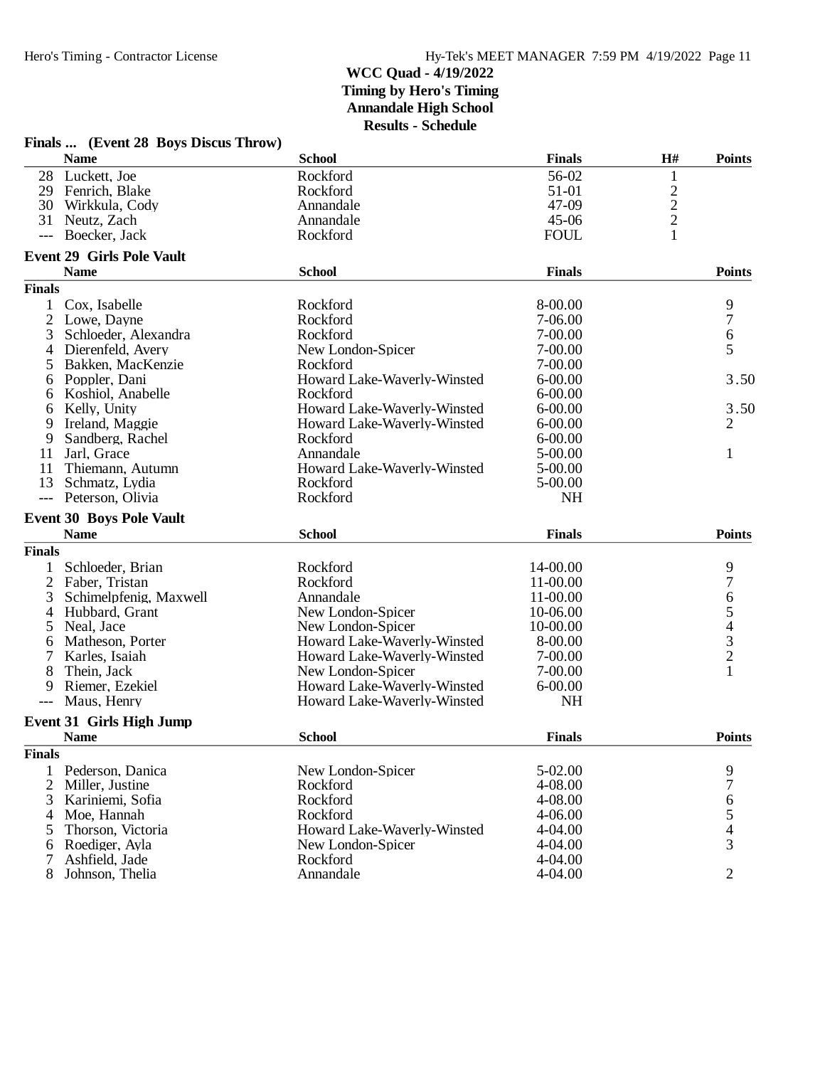# WCC Quad - 4/19/2022
**Timing by Hero's Timing**
**Annandale High School**
**Results - Schedule**

### Finals ... (Event 28 Boys Discus Throw)

| | Name | School | Finals | H# | Points |
|---|---|---|---|---|---|
| 28 | Luckett, Joe | Rockford | 56-02 | 1 | |
| 29 | Fenrich, Blake | Rockford | 51-01 | 2 | |
| 30 | Wirkkula, Cody | Annandale | 47-09 | 2 | |
| 31 | Neutz, Zach | Annandale | 45-06 | 2 | |
| --- | Boecker, Jack | Rockford | FOUL | 1 | |

### Event 29 Girls Pole Vault

| | Name | School | Finals | Points |
|---|---|---|---|---|
| **Finals** | | | | |
| 1 | Cox, Isabelle | Rockford | 8-00.00 | 9 |
| 2 | Lowe, Dayne | Rockford | 7-06.00 | 7 |
| 3 | Schloeder, Alexandra | Rockford | 7-00.00 | 6 |
| 4 | Dierenfeld, Avery | New London-Spicer | 7-00.00 | 5 |
| 5 | Bakken, MacKenzie | Rockford | 7-00.00 | |
| 6 | Poppler, Dani | Howard Lake-Waverly-Winsted | 6-00.00 | 3.50 |
| 6 | Koshiol, Anabelle | Rockford | 6-00.00 | |
| 6 | Kelly, Unity | Howard Lake-Waverly-Winsted | 6-00.00 | 3.50 |
| 9 | Ireland, Maggie | Howard Lake-Waverly-Winsted | 6-00.00 | 2 |
| 9 | Sandberg, Rachel | Rockford | 6-00.00 | |
| 11 | Jarl, Grace | Annandale | 5-00.00 | 1 |
| 11 | Thiemann, Autumn | Howard Lake-Waverly-Winsted | 5-00.00 | |
| 13 | Schmatz, Lydia | Rockford | 5-00.00 | |
| --- | Peterson, Olivia | Rockford | NH | |

### Event 30 Boys Pole Vault

| | Name | School | Finals | Points |
|---|---|---|---|---|
| **Finals** | | | | |
| 1 | Schloeder, Brian | Rockford | 14-00.00 | 9 |
| 2 | Faber, Tristan | Rockford | 11-00.00 | 7 |
| 3 | Schimelpfenig, Maxwell | Annandale | 11-00.00 | 6 |
| 4 | Hubbard, Grant | New London-Spicer | 10-06.00 | 5 |
| 5 | Neal, Jace | New London-Spicer | 10-00.00 | 4 |
| 6 | Matheson, Porter | Howard Lake-Waverly-Winsted | 8-00.00 | 3 |
| 7 | Karles, Isaiah | Howard Lake-Waverly-Winsted | 7-00.00 | 2 |
| 8 | Thein, Jack | New London-Spicer | 7-00.00 | 1 |
| 9 | Riemer, Ezekiel | Howard Lake-Waverly-Winsted | 6-00.00 | |
| --- | Maus, Henry | Howard Lake-Waverly-Winsted | NH | |

### Event 31 Girls High Jump

| | Name | School | Finals | Points |
|---|---|---|---|---|
| **Finals** | | | | |
| 1 | Pederson, Danica | New London-Spicer | 5-02.00 | 9 |
| 2 | Miller, Justine | Rockford | 4-08.00 | 7 |
| 3 | Kariniemi, Sofia | Rockford | 4-08.00 | 6 |
| 4 | Moe, Hannah | Rockford | 4-06.00 | 5 |
| 5 | Thorson, Victoria | Howard Lake-Waverly-Winsted | 4-04.00 | 4 |
| 6 | Roediger, Ayla | New London-Spicer | 4-04.00 | 3 |
| 7 | Ashfield, Jade | Rockford | 4-04.00 | |
| 8 | Johnson, Thelia | Annandale | 4-04.00 | 2 |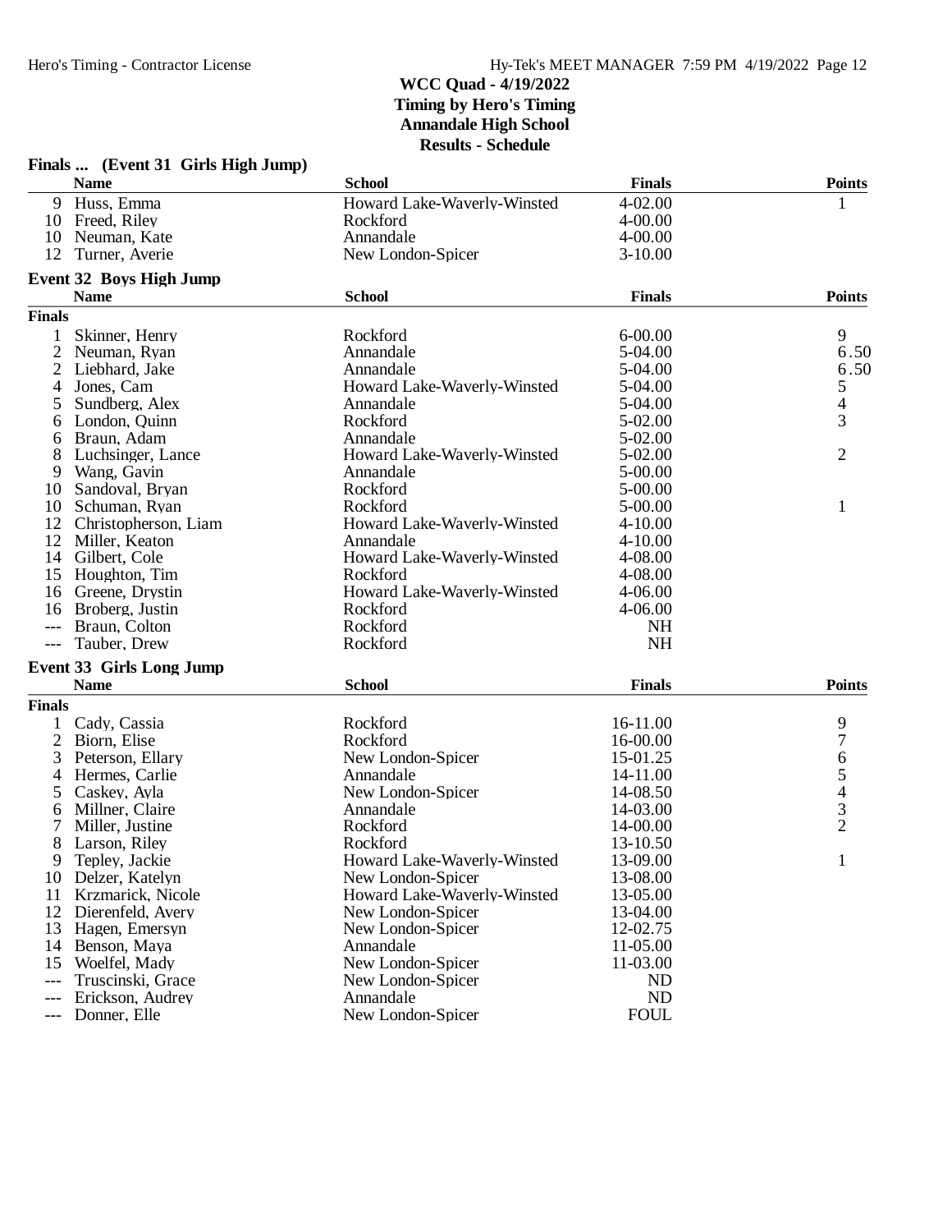## WCC Quad - 4/19/2022
**Timing by Hero's Timing**
**Annandale High School**
**Results - Schedule**

### Finals ... (Event 31 Girls High Jump)

| | Name | School | Finals | Points |
|---|---|---|---|---|
| 9 | Huss, Emma | Howard Lake-Waverly-Winsted | 4-02.00 | 1 |
| 10 | Freed, Riley | Rockford | 4-00.00 | |
| 10 | Neuman, Kate | Annandale | 4-00.00 | |
| 12 | Turner, Averie | New London-Spicer | 3-10.00 | |

### Event 32 Boys High Jump

| | Name | School | Finals | Points |
|---|---|---|---|---|
| **Finals** | | | | |
| 1 | Skinner, Henry | Rockford | 6-00.00 | 9 |
| 2 | Neuman, Ryan | Annandale | 5-04.00 | 6.50 |
| 2 | Liebhard, Jake | Annandale | 5-04.00 | 6.50 |
| 4 | Jones, Cam | Howard Lake-Waverly-Winsted | 5-04.00 | 5 |
| 5 | Sundberg, Alex | Annandale | 5-04.00 | 4 |
| 6 | London, Quinn | Rockford | 5-02.00 | 3 |
| 6 | Braun, Adam | Annandale | 5-02.00 | |
| 8 | Luchsinger, Lance | Howard Lake-Waverly-Winsted | 5-02.00 | 2 |
| 9 | Wang, Gavin | Annandale | 5-00.00 | |
| 10 | Sandoval, Bryan | Rockford | 5-00.00 | |
| 10 | Schuman, Ryan | Rockford | 5-00.00 | 1 |
| 12 | Christopherson, Liam | Howard Lake-Waverly-Winsted | 4-10.00 | |
| 12 | Miller, Keaton | Annandale | 4-10.00 | |
| 14 | Gilbert, Cole | Howard Lake-Waverly-Winsted | 4-08.00 | |
| 15 | Houghton, Tim | Rockford | 4-08.00 | |
| 16 | Greene, Drystin | Howard Lake-Waverly-Winsted | 4-06.00 | |
| 16 | Broberg, Justin | Rockford | 4-06.00 | |
| --- | Braun, Colton | Rockford | NH | |
| --- | Tauber, Drew | Rockford | NH | |

### Event 33 Girls Long Jump

| | Name | School | Finals | Points |
|---|---|---|---|---|
| **Finals** | | | | |
| 1 | Cady, Cassia | Rockford | 16-11.00 | 9 |
| 2 | Biorn, Elise | Rockford | 16-00.00 | 7 |
| 3 | Peterson, Ellary | New London-Spicer | 15-01.25 | 6 |
| 4 | Hermes, Carlie | Annandale | 14-11.00 | 5 |
| 5 | Caskey, Ayla | New London-Spicer | 14-08.50 | 4 |
| 6 | Millner, Claire | Annandale | 14-03.00 | 3 |
| 7 | Miller, Justine | Rockford | 14-00.00 | 2 |
| 8 | Larson, Riley | Rockford | 13-10.50 | |
| 9 | Tepley, Jackie | Howard Lake-Waverly-Winsted | 13-09.00 | 1 |
| 10 | Delzer, Katelyn | New London-Spicer | 13-08.00 | |
| 11 | Krzmarick, Nicole | Howard Lake-Waverly-Winsted | 13-05.00 | |
| 12 | Dierenfeld, Avery | New London-Spicer | 13-04.00 | |
| 13 | Hagen, Emersyn | New London-Spicer | 12-02.75 | |
| 14 | Benson, Maya | Annandale | 11-05.00 | |
| 15 | Woelfel, Mady | New London-Spicer | 11-03.00 | |
| --- | Truscinski, Grace | New London-Spicer | ND | |
| --- | Erickson, Audrey | Annandale | ND | |
| --- | Donner, Elle | New London-Spicer | FOUL | |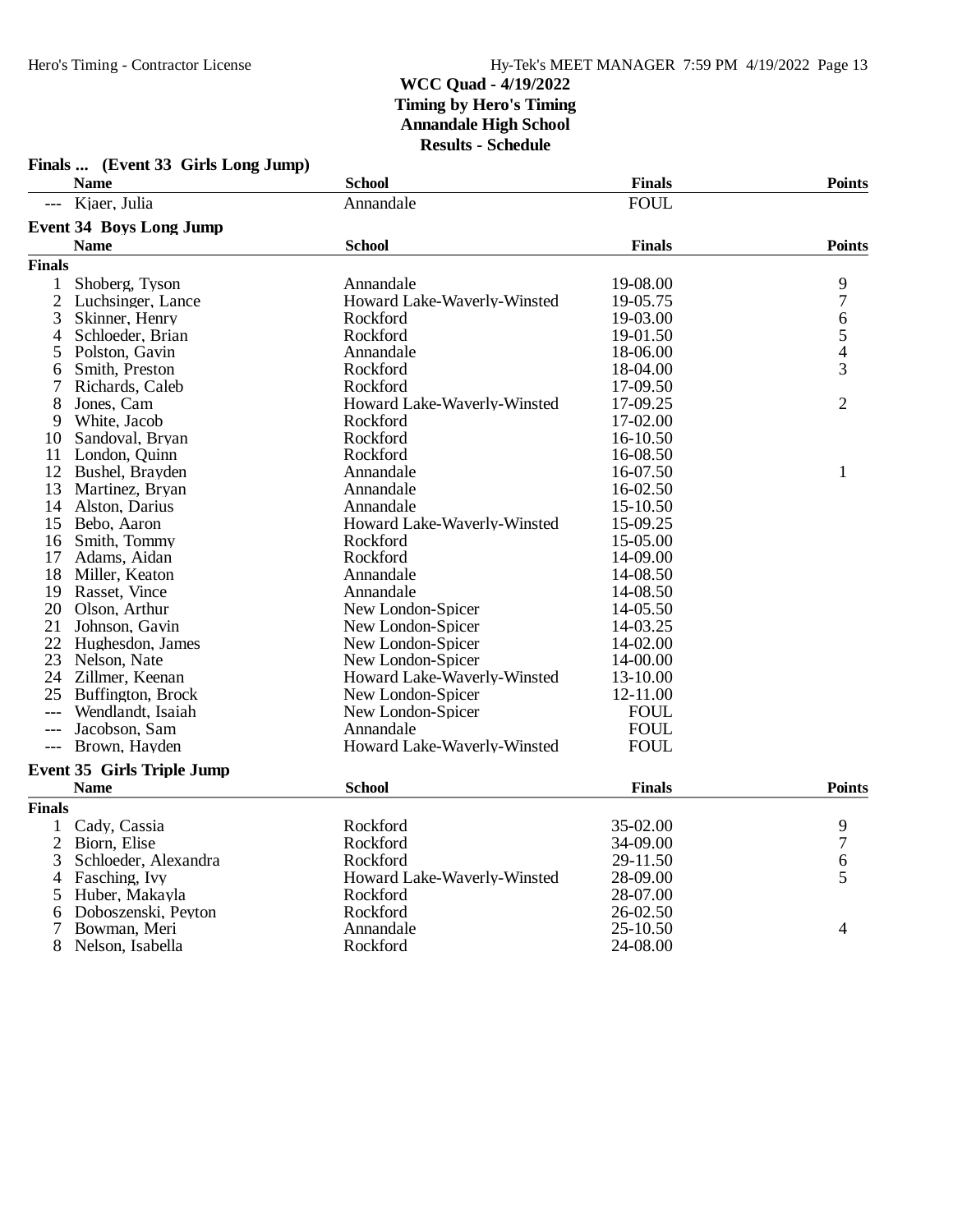## WCC Quad - 4/19/2022
**Timing by Hero's Timing**
**Annandale High School**
**Results - Schedule**

### Finals ... (Event 33 Girls Long Jump)

| | Name | School | Finals | Points |
|---|---|---|---|---|
| --- | Kjaer, Julia | Annandale | FOUL | |

### Event 34 Boys Long Jump

| | Name | School | Finals | Points |
|---|---|---|---|---|
| **Finals** | | | | |
| 1 | Shoberg, Tyson | Annandale | 19-08.00 | 9 |
| 2 | Luchsinger, Lance | Howard Lake-Waverly-Winsted | 19-05.75 | 7 |
| 3 | Skinner, Henry | Rockford | 19-03.00 | 6 |
| 4 | Schloeder, Brian | Rockford | 19-01.50 | 5 |
| 5 | Polston, Gavin | Annandale | 18-06.00 | 4 |
| 6 | Smith, Preston | Rockford | 18-04.00 | 3 |
| 7 | Richards, Caleb | Rockford | 17-09.50 | |
| 8 | Jones, Cam | Howard Lake-Waverly-Winsted | 17-09.25 | 2 |
| 9 | White, Jacob | Rockford | 17-02.00 | |
| 10 | Sandoval, Bryan | Rockford | 16-10.50 | |
| 11 | London, Quinn | Rockford | 16-08.50 | |
| 12 | Bushel, Brayden | Annandale | 16-07.50 | 1 |
| 13 | Martinez, Bryan | Annandale | 16-02.50 | |
| 14 | Alston, Darius | Annandale | 15-10.50 | |
| 15 | Bebo, Aaron | Howard Lake-Waverly-Winsted | 15-09.25 | |
| 16 | Smith, Tommy | Rockford | 15-05.00 | |
| 17 | Adams, Aidan | Rockford | 14-09.00 | |
| 18 | Miller, Keaton | Annandale | 14-08.50 | |
| 19 | Rasset, Vince | Annandale | 14-08.50 | |
| 20 | Olson, Arthur | New London-Spicer | 14-05.50 | |
| 21 | Johnson, Gavin | New London-Spicer | 14-03.25 | |
| 22 | Hughesdon, James | New London-Spicer | 14-02.00 | |
| 23 | Nelson, Nate | New London-Spicer | 14-00.00 | |
| 24 | Zillmer, Keenan | Howard Lake-Waverly-Winsted | 13-10.00 | |
| 25 | Buffington, Brock | New London-Spicer | 12-11.00 | |
| --- | Wendlandt, Isaiah | New London-Spicer | FOUL | |
| --- | Jacobson, Sam | Annandale | FOUL | |
| --- | Brown, Hayden | Howard Lake-Waverly-Winsted | FOUL | |

### Event 35 Girls Triple Jump

| | Name | School | Finals | Points |
|---|---|---|---|---|
| **Finals** | | | | |
| 1 | Cady, Cassia | Rockford | 35-02.00 | 9 |
| 2 | Biorn, Elise | Rockford | 34-09.00 | 7 |
| 3 | Schloeder, Alexandra | Rockford | 29-11.50 | 6 |
| 4 | Fasching, Ivy | Howard Lake-Waverly-Winsted | 28-09.00 | 5 |
| 5 | Huber, Makayla | Rockford | 28-07.00 | |
| 6 | Doboszenski, Peyton | Rockford | 26-02.50 | |
| 7 | Bowman, Meri | Annandale | 25-10.50 | 4 |
| 8 | Nelson, Isabella | Rockford | 24-08.00 | |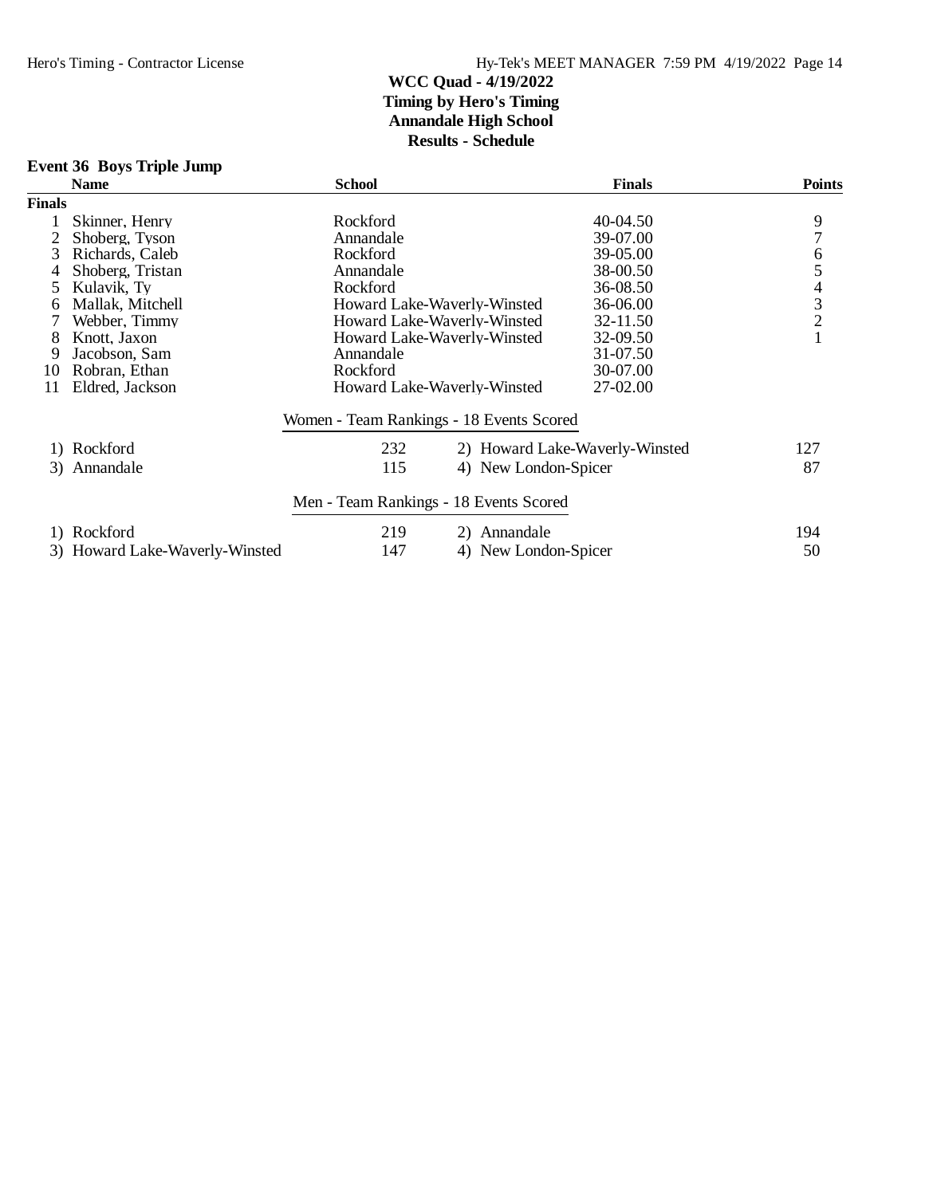# WCC Quad - 4/19/2022
## Timing by Hero's Timing
## Annandale High School
## Results - Schedule

### Event 36 Boys Triple Jump

| | Name | School | Finals | Points |
|---|---|---|---|---|
| **Finals** | | | | |
| 1 | Skinner, Henry | Rockford | 40-04.50 | 9 |
| 2 | Shoberg, Tyson | Annandale | 39-07.00 | 7 |
| 3 | Richards, Caleb | Rockford | 39-05.00 | 6 |
| 4 | Shoberg, Tristan | Annandale | 38-00.50 | 5 |
| 5 | Kulavik, Ty | Rockford | 36-08.50 | 4 |
| 6 | Mallak, Mitchell | Howard Lake-Waverly-Winsted | 36-06.00 | 3 |
| 7 | Webber, Timmy | Howard Lake-Waverly-Winsted | 32-11.50 | 2 |
| 8 | Knott, Jaxon | Howard Lake-Waverly-Winsted | 32-09.50 | 1 |
| 9 | Jacobson, Sam | Annandale | 31-07.50 | |
| 10 | Robran, Ethan | Rockford | 30-07.00 | |
| 11 | Eldred, Jackson | Howard Lake-Waverly-Winsted | 27-02.00 | |

#### Women - Team Rankings - 18 Events Scored

| | | | |
|---|---|---|---|
| 1) Rockford | 232 | 2) Howard Lake-Waverly-Winsted | 127 |
| 3) Annandale | 115 | 4) New London-Spicer | 87 |

#### Men - Team Rankings - 18 Events Scored

| | | | |
|---|---|---|---|
| 1) Rockford | 219 | 2) Annandale | 194 |
| 3) Howard Lake-Waverly-Winsted | 147 | 4) New London-Spicer | 50 |